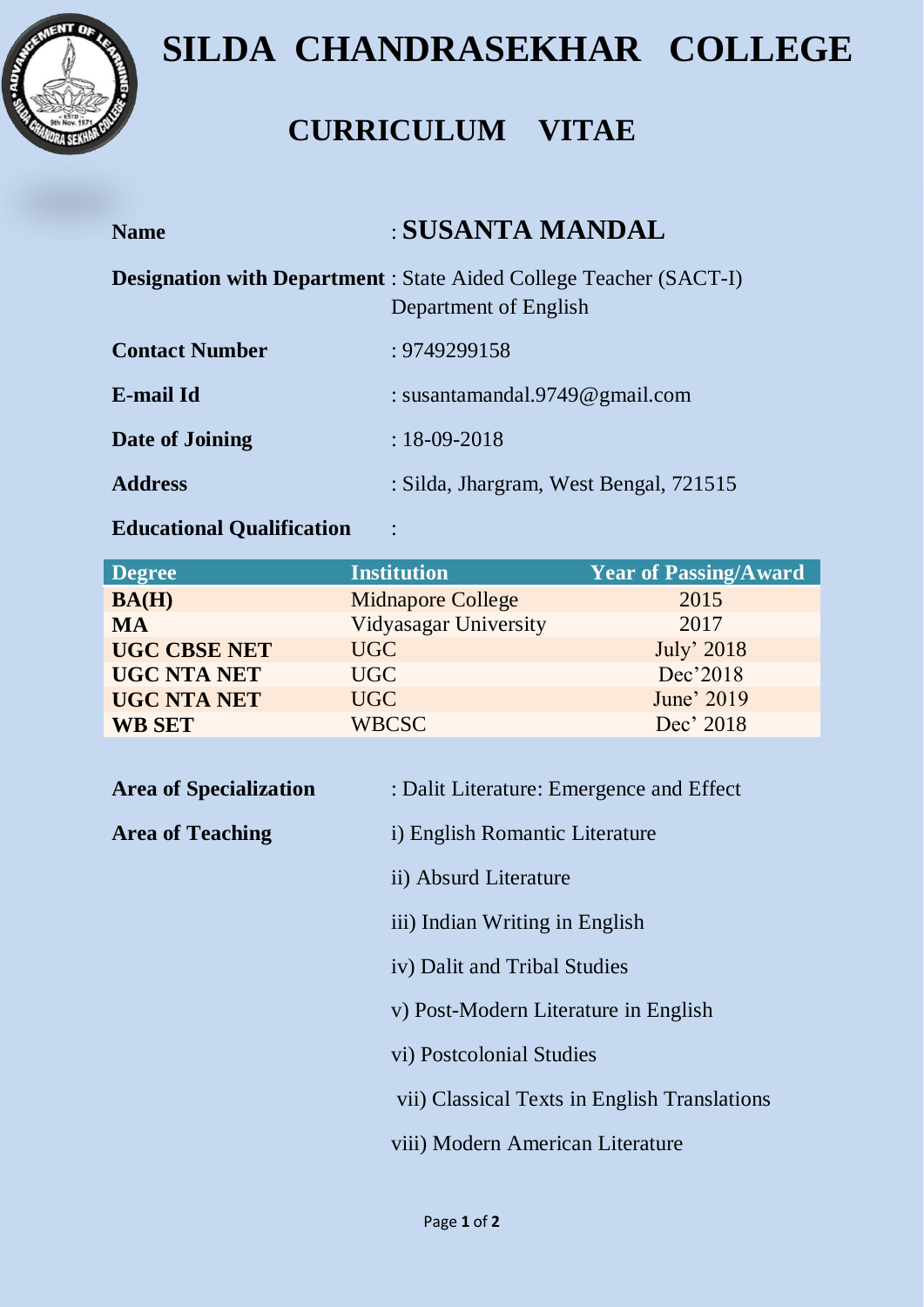# SILDA CHANDRASEKHAR COLLEGE

## CURRICULUM VITAE

**Name** : **SUSANTA MANDAL**

**Designation with Department** : State Aided College Teacher (SACT-I)
Department of English

**Contact Number** : 9749299158

**E-mail Id** : susantamandal.9749@gmail.com

**Date of Joining** : 18-09-2018

**Address** : Silda, Jhargram, West Bengal, 721515

**Educational Qualification** :

| Degree | Institution | Year of Passing/Award |
|---|---|---|
| **BA(H)** | Midnapore College | 2015 |
| **MA** | Vidyasagar University | 2017 |
| **UGC CBSE NET** | UGC | July' 2018 |
| **UGC NTA NET** | UGC | Dec'2018 |
| **UGC NTA NET** | UGC | June' 2019 |
| **WB SET** | WBCSC | Dec' 2018 |

**Area of Specialization** : Dalit Literature: Emergence and Effect

**Area of Teaching**

i) English Romantic Literature

ii) Absurd Literature

iii) Indian Writing in English

iv) Dalit and Tribal Studies

v) Post-Modern Literature in English

vi) Postcolonial Studies

vii) Classical Texts in English Translations

viii) Modern American Literature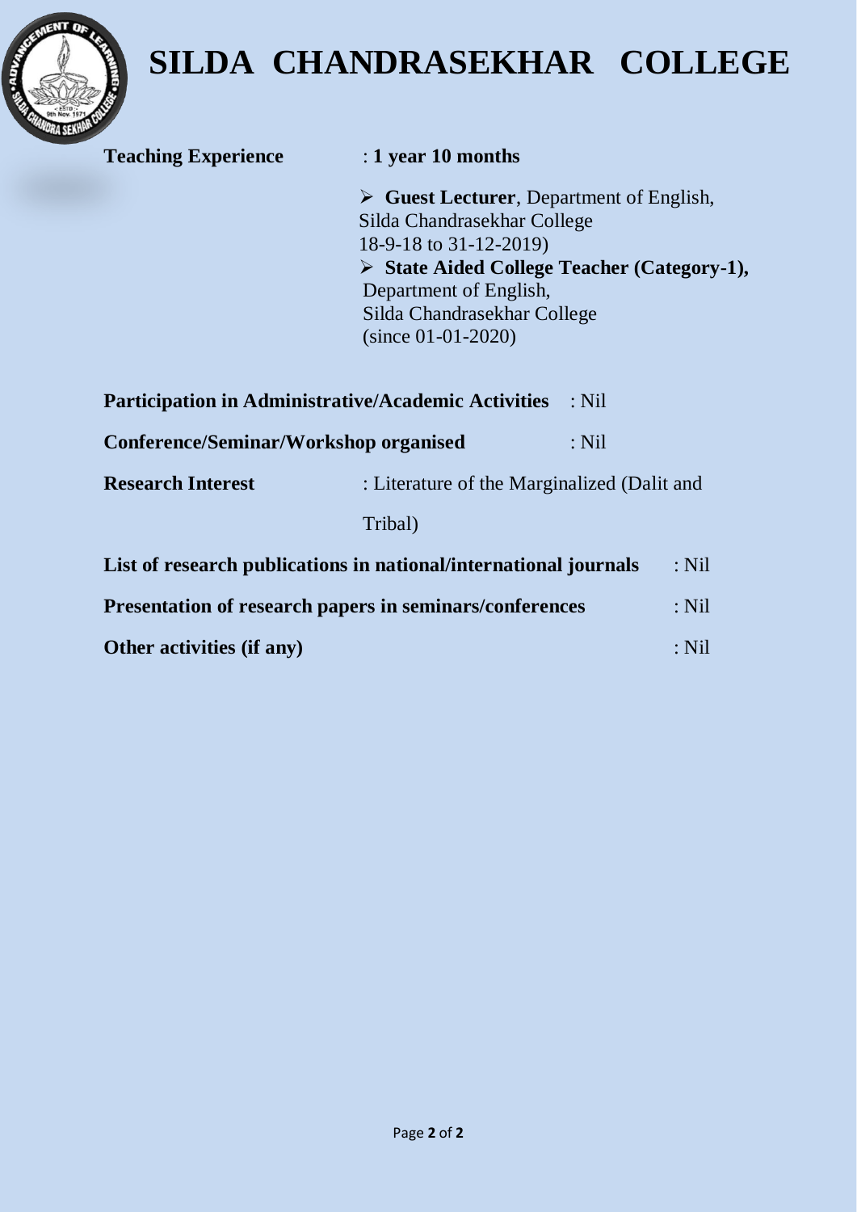# SILDA CHANDRASEKHAR COLLEGE

**Teaching Experience** : **1 year 10 months**

- **Guest Lecturer**, Department of English, Silda Chandrasekhar College 18-9-18 to 31-12-2019)
- **State Aided College Teacher (Category-1),** Department of English, Silda Chandrasekhar College (since 01-01-2020)

**Participation in Administrative/Academic Activities** : Nil

**Conference/Seminar/Workshop organised** : Nil

**Research Interest** : Literature of the Marginalized (Dalit and Tribal)

**List of research publications in national/international journals** : Nil

**Presentation of research papers in seminars/conferences** : Nil

**Other activities (if any)** : Nil